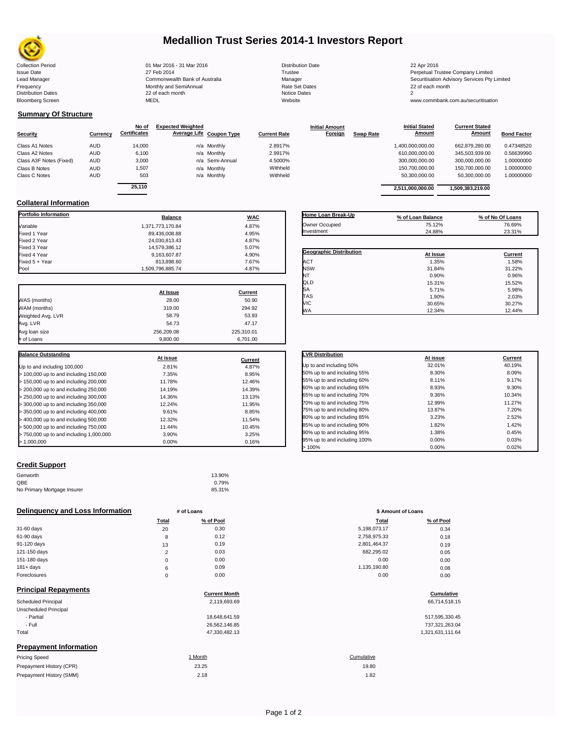# Medallion Trust Series 2014-1 Investors Report

| | | | |
|---|---|---|---|
| Collection Period | 01 Mar 2016 - 31 Mar 2016 | Distribution Date | 22 Apr 2016 |
| Issue Date | 27 Feb 2014 | Trustee | Perpetual Trustee Company Limited |
| Lead Manager | Commonwealth Bank of Australia | Manager | Securitisation Advisory Services Pty Limited |
| Frequency | Monthly and SemiAnnual | Rate Set Dates | 22 of each month |
| Distribution Dates | 22 of each month | Notice Dates | 2 |
| Bloomberg Screen | MEDL | Website | www.commbank.com.au/securitisation |

## Summary Of Structure

| Security | Currency | No of Certificates | Expected Weighted Average Life | Coupon Type | Current Rate | Initial Amount Foreign | Swap Rate | Initial Stated Amount | Current Stated Amount | Bond Factor |
|---|---|---|---|---|---|---|---|---|---|---|
| Class A1 Notes | AUD | 14,000 | n/a | Monthly | 2.8917% | | | 1,400,000,000.00 | 662,879,280.00 | 0.47348520 |
| Class A2 Notes | AUD | 6,100 | n/a | Monthly | 2.9917% | | | 610,000,000.00 | 345,503,939.00 | 0.56639990 |
| Class A3F Notes (Fixed) | AUD | 3,000 | n/a | Semi-Annual | 4.5000% | | | 300,000,000.00 | 300,000,000.00 | 1.00000000 |
| Class B Notes | AUD | 1,507 | n/a | Monthly | Withheld | | | 150,700,000.00 | 150,700,000.00 | 1.00000000 |
| Class C Notes | AUD | 503 | n/a | Monthly | Withheld | | | 50,300,000.00 | 50,300,000.00 | 1.00000000 |
| | | 25,110 | | | | | | 2,511,000,000.00 | 1,509,383,219.00 | |

## Collateral Information

| Portfolio Information | Balance | WAC |
|---|---|---|
| Variable | 1,371,773,170.84 | 4.87% |
| Fixed 1 Year | 89,436,008.88 | 4.95% |
| Fixed 2 Year | 24,030,813.43 | 4.87% |
| Fixed 3 Year | 14,579,386.12 | 5.07% |
| Fixed 4 Year | 9,163,607.87 | 4.90% |
| Fixed 5 + Year | 813,898.60 | 7.67% |
| Pool | 1,509,796,885.74 | 4.87% |

| Home Loan Break-Up | % of Loan Balance | % of No Of Loans |
|---|---|---|
| Owner Occupied | 75.12% | 76.69% |
| Investment | 24.88% | 23.31% |

| Geographic Distribution | At Issue | Current |
|---|---|---|
| ACT | 1.35% | 1.58% |
| NSW | 31.84% | 31.22% |
| NT | 0.90% | 0.96% |
| QLD | 15.31% | 15.52% |
| SA | 5.71% | 5.98% |
| TAS | 1.90% | 2.03% |
| VIC | 30.65% | 30.27% |
| WA | 12.34% | 12.44% |

| | At Issue | Current |
|---|---|---|
| WAS (months) | 28.00 | 50.90 |
| WAM (months) | 319.00 | 294.92 |
| Weighted Avg. LVR | 58.79 | 53.93 |
| Avg. LVR | 54.73 | 47.17 |
| Avg loan size | 256,209.08 | 225,310.01 |
| # of Loans | 9,800.00 | 6,701.00 |

| Balance Outstanding | At issue | Current |
|---|---|---|
| Up to and including 100,000 | 2.81% | 4.87% |
| > 100,000 up to and including 150,000 | 7.35% | 8.95% |
| > 150,000 up to and including 200,000 | 11.78% | 12.46% |
| > 200,000 up to and including 250,000 | 14.19% | 14.39% |
| > 250,000 up to and including 300,000 | 14.36% | 13.13% |
| > 300,000 up to and including 350,000 | 12.24% | 11.95% |
| > 350,000 up to and including 400,000 | 9.61% | 8.85% |
| > 400,000 up to and including 500,000 | 12.32% | 11.54% |
| > 500,000 up to and including 750,000 | 11.44% | 10.45% |
| > 750,000 up to and including 1,000,000 | 3.90% | 3.25% |
| > 1,000,000 | 0.00% | 0.16% |

| LVR Distribution | At issue | Current |
|---|---|---|
| Up to and including 50% | 32.01% | 40.19% |
| 50% up to and including 55% | 8.30% | 8.09% |
| 55% up to and including 60% | 8.11% | 9.17% |
| 60% up to and including 65% | 8.93% | 9.30% |
| 65% up to and including 70% | 9.36% | 10.34% |
| 70% up to and including 75% | 12.99% | 11.27% |
| 75% up to and including 80% | 13.87% | 7.20% |
| 80% up to and including 85% | 3.23% | 2.52% |
| 85% up to and including 90% | 1.82% | 1.42% |
| 90% up to and including 95% | 1.38% | 0.45% |
| 95% up to and including 100% | 0.00% | 0.03% |
| > 100% | 0.00% | 0.02% |

## Credit Support

| | |
|---|---|
| Genworth | 13.90% |
| QBE | 0.79% |
| No Primary Mortgage Insurer | 85.31% |

## Delinquency and Loss Information

| | # of Loans Total | # of Loans % of Pool | $ Amount of Loans Total | $ Amount of Loans % of Pool |
|---|---|---|---|---|
| 31-60 days | 20 | 0.30 | 5,198,073.17 | 0.34 |
| 61-90 days | 8 | 0.12 | 2,758,975.33 | 0.18 |
| 91-120 days | 13 | 0.19 | 2,801,464.37 | 0.19 |
| 121-150 days | 2 | 0.03 | 682,295.02 | 0.05 |
| 151-180 days | 0 | 0.00 | 0.00 | 0.00 |
| 181+ days | 6 | 0.09 | 1,135,190.80 | 0.08 |
| Foreclosures | 0 | 0.00 | 0.00 | 0.00 |

## Principal Repayments

| | Current Month | Cumulative |
|---|---|---|
| Scheduled Principal | 2,119,693.69 | 66,714,518.15 |
| Unscheduled Principal | | |
| - Partial | 18,648,641.59 | 517,595,330.45 |
| - Full | 26,562,146.85 | 737,321,263.04 |
| Total | 47,330,482.13 | 1,321,631,111.64 |

## Prepayment Information

| Pricing Speed | 1 Month | Cumulative |
|---|---|---|
| Prepayment History (CPR) | 23.25 | 19.80 |
| Prepayment History (SMM) | 2.18 | 1.82 |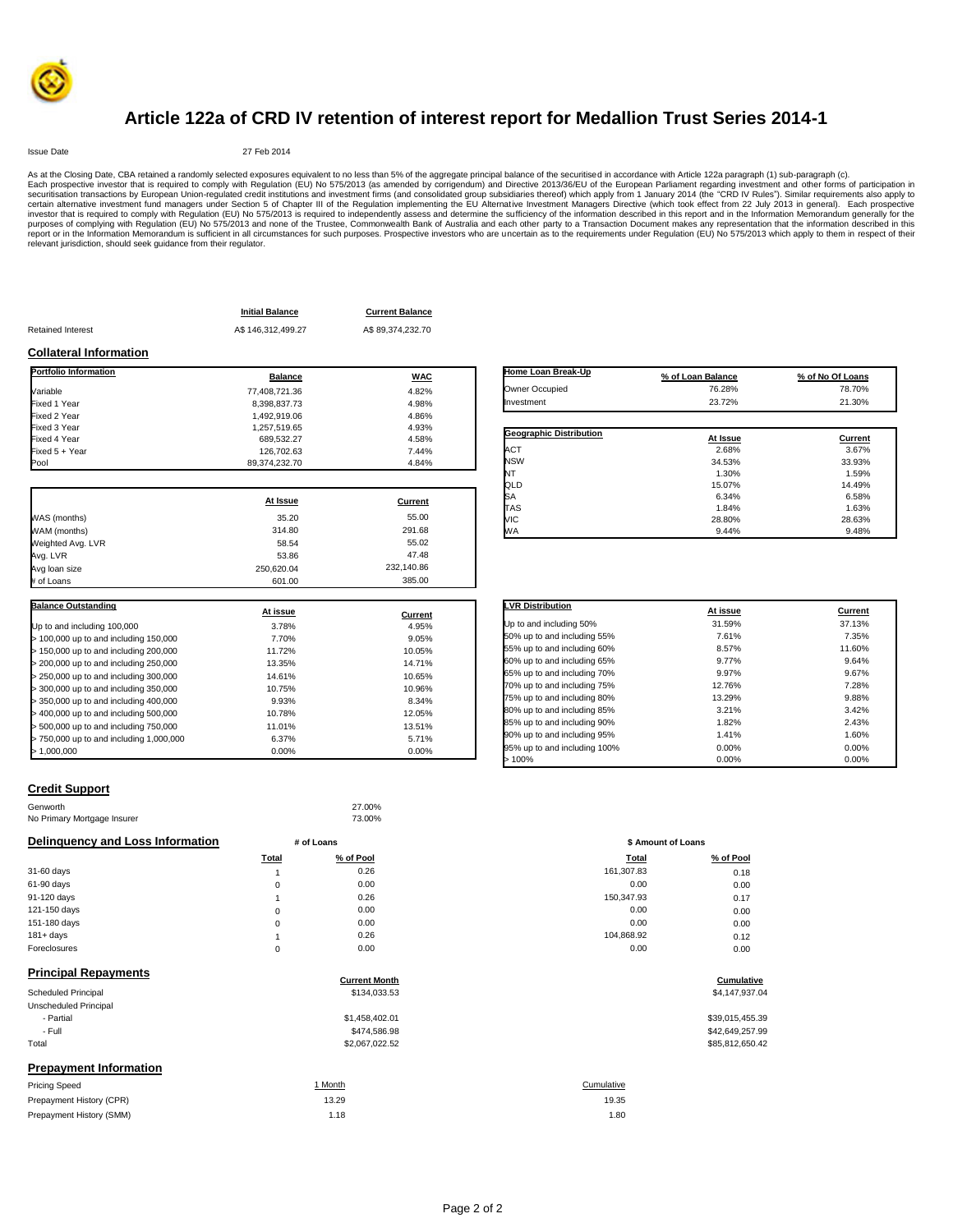# Article 122a of CRD IV retention of interest report for Medallion Trust Series 2014-1

Issue Date 27 Feb 2014

As at the Closing Date, CBA retained a randomly selected exposures equivalent to no less than 5% of the aggregate principal balance of the securitised in accordance with Article 122a paragraph (1) sub-paragraph (c).
Each prospective investor that is required to comply with Regulation (EU) No 575/2013 (as amended by corrigendum) and Directive 2013/36/EU of the European Parliament regarding investment and other forms of participation in securitisation transactions by European Union-regulated credit institutions and investment firms (and consolidated group subsidiaries thereof) which apply from 1 January 2014 (the "CRD IV Rules"). Similar requirements also apply to certain alternative investment fund managers under Section 5 of Chapter III of the Regulation implementing the EU Alternative Investment Managers Directive (which took effect from 22 July 2013 in general). Each prospective investor that is required to comply with Regulation (EU) No 575/2013 is required to independently assess and determine the sufficiency of the information described in this report and in the Information Memorandum generally for the purposes of complying with Regulation (EU) No 575/2013 and none of the Trustee, Commonwealth Bank of Australia and each other party to a Transaction Document makes any representation that the information described in this report or in the Information Memorandum is sufficient in all circumstances for such purposes. Prospective investors who are uncertain as to the requirements under Regulation (EU) No 575/2013 which apply to them in respect of their relevant jurisdiction, should seek guidance from their regulator.

| | Initial Balance | Current Balance |
|---|---|---|
| Retained Interest | A$ 146,312,499.27 | A$ 89,374,232.70 |

## Collateral Information

| Portfolio Information | Balance | WAC |
|---|---|---|
| Variable | 77,408,721.36 | 4.82% |
| Fixed 1 Year | 8,398,837.73 | 4.98% |
| Fixed 2 Year | 1,492,919.06 | 4.86% |
| Fixed 3 Year | 1,257,519.65 | 4.93% |
| Fixed 4 Year | 689,532.27 | 4.58% |
| Fixed 5 + Year | 126,702.63 | 7.44% |
| Pool | 89,374,232.70 | 4.84% |

| | At Issue | Current |
|---|---|---|
| WAS (months) | 35.20 | 55.00 |
| WAM (months) | 314.80 | 291.68 |
| Weighted Avg. LVR | 58.54 | 55.02 |
| Avg. LVR | 53.86 | 47.48 |
| Avg loan size | 250,620.04 | 232,140.86 |
| # of Loans | 601.00 | 385.00 |

| Balance Outstanding | At issue | Current |
|---|---|---|
| Up to and including 100,000 | 3.78% | 4.95% |
| > 100,000 up to and including 150,000 | 7.70% | 9.05% |
| > 150,000 up to and including 200,000 | 11.72% | 10.05% |
| > 200,000 up to and including 250,000 | 13.35% | 14.71% |
| > 250,000 up to and including 300,000 | 14.61% | 10.65% |
| > 300,000 up to and including 350,000 | 10.75% | 10.96% |
| > 350,000 up to and including 400,000 | 9.93% | 8.34% |
| > 400,000 up to and including 500,000 | 10.78% | 12.05% |
| > 500,000 up to and including 750,000 | 11.01% | 13.51% |
| > 750,000 up to and including 1,000,000 | 6.37% | 5.71% |
| > 1,000,000 | 0.00% | 0.00% |

| Home Loan Break-Up | % of Loan Balance | % of No Of Loans |
|---|---|---|
| Owner Occupied | 76.28% | 78.70% |
| Investment | 23.72% | 21.30% |

| Geographic Distribution | At Issue | Current |
|---|---|---|
| ACT | 2.68% | 3.67% |
| NSW | 34.53% | 33.93% |
| NT | 1.30% | 1.59% |
| QLD | 15.07% | 14.49% |
| SA | 6.34% | 6.58% |
| TAS | 1.84% | 1.63% |
| VIC | 28.80% | 28.63% |
| WA | 9.44% | 9.48% |

| LVR Distribution | At issue | Current |
|---|---|---|
| Up to and including 50% | 31.59% | 37.13% |
| 50% up to and including 55% | 7.61% | 7.35% |
| 55% up to and including 60% | 8.57% | 11.60% |
| 60% up to and including 65% | 9.77% | 9.64% |
| 65% up to and including 70% | 9.97% | 9.67% |
| 70% up to and including 75% | 12.76% | 7.28% |
| 75% up to and including 80% | 13.29% | 9.88% |
| 80% up to and including 85% | 3.21% | 3.42% |
| 85% up to and including 90% | 1.82% | 2.43% |
| 90% up to and including 95% | 1.41% | 1.60% |
| 95% up to and including 100% | 0.00% | 0.00% |
| > 100% | 0.00% | 0.00% |

## Credit Support

| | |
|---|---|
| Genworth | 27.00% |
| No Primary Mortgage Insurer | 73.00% |

## Delinquency and Loss Information

| | # of Loans | | $ Amount of Loans | |
|---|---|---|---|---|
| | Total | % of Pool | Total | % of Pool |
| 31-60 days | 1 | 0.26 | 161,307.83 | 0.18 |
| 61-90 days | 0 | 0.00 | 0.00 | 0.00 |
| 91-120 days | 1 | 0.26 | 150,347.93 | 0.17 |
| 121-150 days | 0 | 0.00 | 0.00 | 0.00 |
| 151-180 days | 0 | 0.00 | 0.00 | 0.00 |
| 181+ days | 1 | 0.26 | 104,868.92 | 0.12 |
| Foreclosures | 0 | 0.00 | 0.00 | 0.00 |

## Principal Repayments

| | Current Month | Cumulative |
|---|---|---|
| Scheduled Principal | $134,033.53 | $4,147,937.04 |
| Unscheduled Principal | | |
| - Partial | $1,458,402.01 | $39,015,455.39 |
| - Full | $474,586.98 | $42,649,257.99 |
| Total | $2,067,022.52 | $85,812,650.42 |

## Prepayment Information

| Pricing Speed | 1 Month | Cumulative |
|---|---|---|
| Prepayment History (CPR) | 13.29 | 19.35 |
| Prepayment History (SMM) | 1.18 | 1.80 |